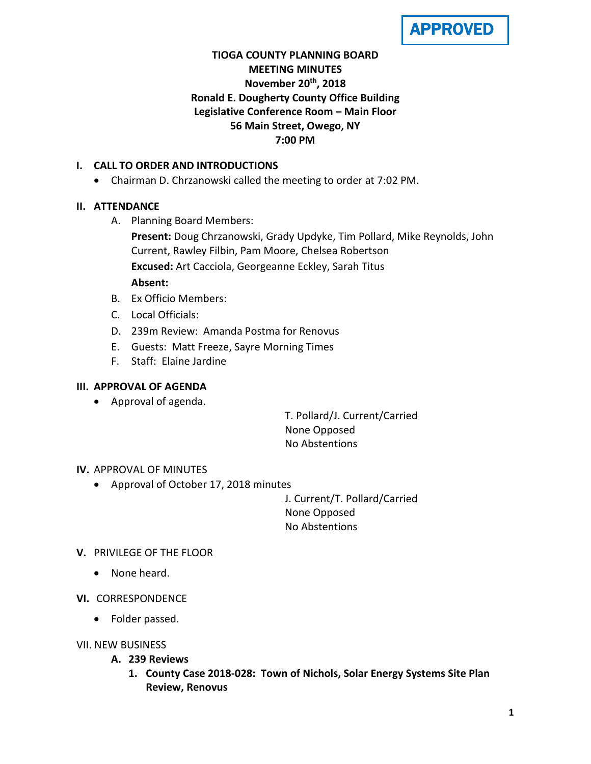APPROVED

**TIOGA COUNTY PLANNING BOARD**
**MEETING MINUTES**
**November 20th, 2018**
**Ronald E. Dougherty County Office Building**
**Legislative Conference Room – Main Floor**
**56 Main Street, Owego, NY**
**7:00 PM**

**I. CALL TO ORDER AND INTRODUCTIONS**

- Chairman D. Chrzanowski called the meeting to order at 7:02 PM.

**II. ATTENDANCE**

A. Planning Board Members:
**Present:** Doug Chrzanowski, Grady Updyke, Tim Pollard, Mike Reynolds, John Current, Rawley Filbin, Pam Moore, Chelsea Robertson
**Excused:** Art Cacciola, Georgeanne Eckley, Sarah Titus
**Absent:**

B. Ex Officio Members:

C. Local Officials:

D. 239m Review: Amanda Postma for Renovus

E. Guests: Matt Freeze, Sayre Morning Times

F. Staff: Elaine Jardine

**III. APPROVAL OF AGENDA**

- Approval of agenda.

T. Pollard/J. Current/Carried
None Opposed
No Abstentions

**IV.** APPROVAL OF MINUTES

- Approval of October 17, 2018 minutes

J. Current/T. Pollard/Carried
None Opposed
No Abstentions

**V.** PRIVILEGE OF THE FLOOR

- None heard.

**VI.** CORRESPONDENCE

- Folder passed.

VII. NEW BUSINESS

**A. 239 Reviews**

**1. County Case 2018-028: Town of Nichols, Solar Energy Systems Site Plan Review, Renovus**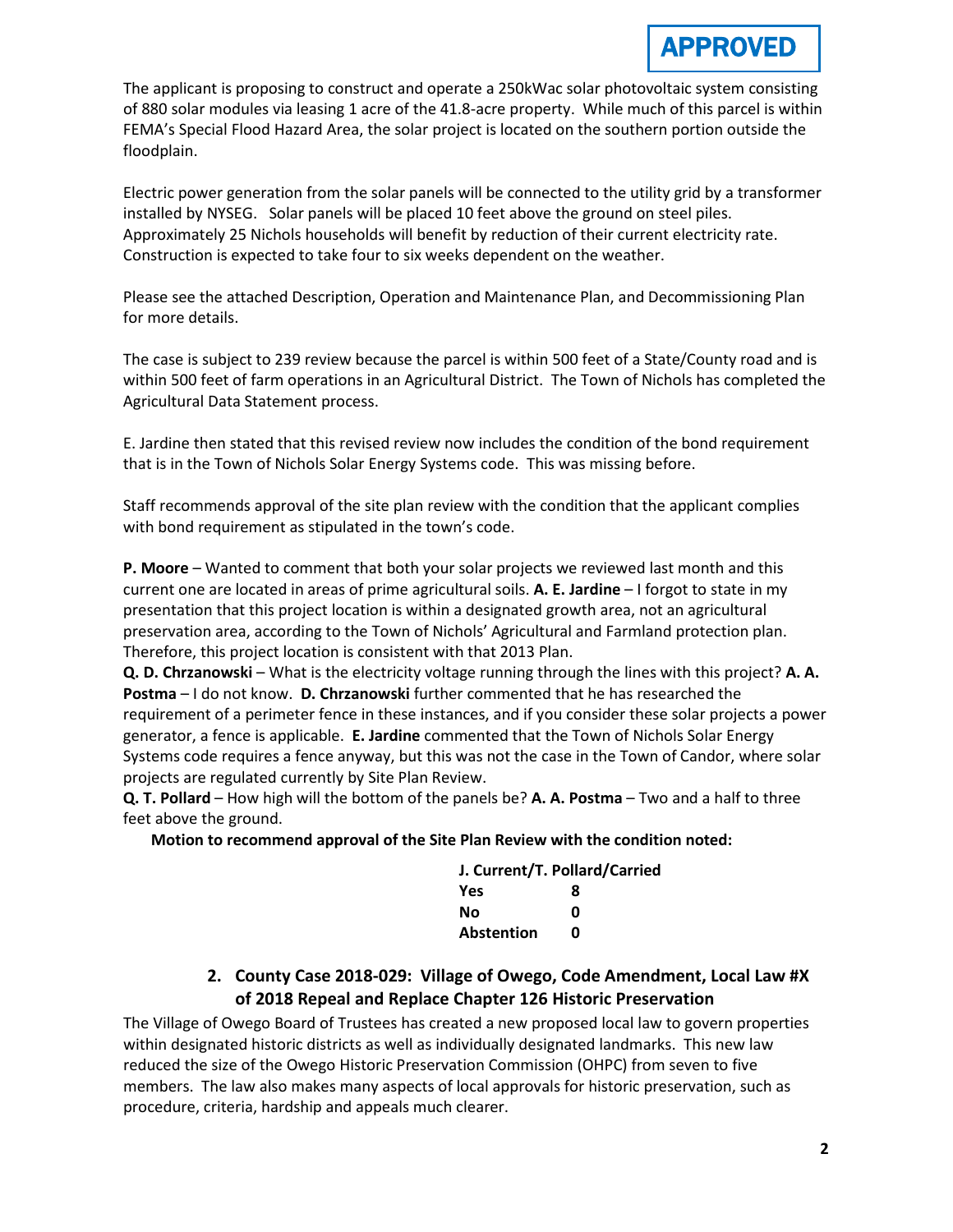**APPROVED**

The applicant is proposing to construct and operate a 250kWac solar photovoltaic system consisting of 880 solar modules via leasing 1 acre of the 41.8-acre property. While much of this parcel is within FEMA's Special Flood Hazard Area, the solar project is located on the southern portion outside the floodplain.

Electric power generation from the solar panels will be connected to the utility grid by a transformer installed by NYSEG. Solar panels will be placed 10 feet above the ground on steel piles. Approximately 25 Nichols households will benefit by reduction of their current electricity rate. Construction is expected to take four to six weeks dependent on the weather.

Please see the attached Description, Operation and Maintenance Plan, and Decommissioning Plan for more details.

The case is subject to 239 review because the parcel is within 500 feet of a State/County road and is within 500 feet of farm operations in an Agricultural District. The Town of Nichols has completed the Agricultural Data Statement process.

E. Jardine then stated that this revised review now includes the condition of the bond requirement that is in the Town of Nichols Solar Energy Systems code. This was missing before.

Staff recommends approval of the site plan review with the condition that the applicant complies with bond requirement as stipulated in the town's code.

**P. Moore** – Wanted to comment that both your solar projects we reviewed last month and this current one are located in areas of prime agricultural soils. **A. E. Jardine** – I forgot to state in my presentation that this project location is within a designated growth area, not an agricultural preservation area, according to the Town of Nichols' Agricultural and Farmland protection plan. Therefore, this project location is consistent with that 2013 Plan.

**Q. D. Chrzanowski** – What is the electricity voltage running through the lines with this project? **A. A. Postma** – I do not know. **D. Chrzanowski** further commented that he has researched the requirement of a perimeter fence in these instances, and if you consider these solar projects a power generator, a fence is applicable. **E. Jardine** commented that the Town of Nichols Solar Energy Systems code requires a fence anyway, but this was not the case in the Town of Candor, where solar projects are regulated currently by Site Plan Review.

**Q. T. Pollard** – How high will the bottom of the panels be? **A. A. Postma** – Two and a half to three feet above the ground.

**Motion to recommend approval of the Site Plan Review with the condition noted:**

**J. Current/T. Pollard/Carried**

| | |
|---|---|
| **Yes** | **8** |
| **No** | **0** |
| **Abstention** | **0** |

## 2. County Case 2018-029: Village of Owego, Code Amendment, Local Law #X of 2018 Repeal and Replace Chapter 126 Historic Preservation

The Village of Owego Board of Trustees has created a new proposed local law to govern properties within designated historic districts as well as individually designated landmarks. This new law reduced the size of the Owego Historic Preservation Commission (OHPC) from seven to five members. The law also makes many aspects of local approvals for historic preservation, such as procedure, criteria, hardship and appeals much clearer.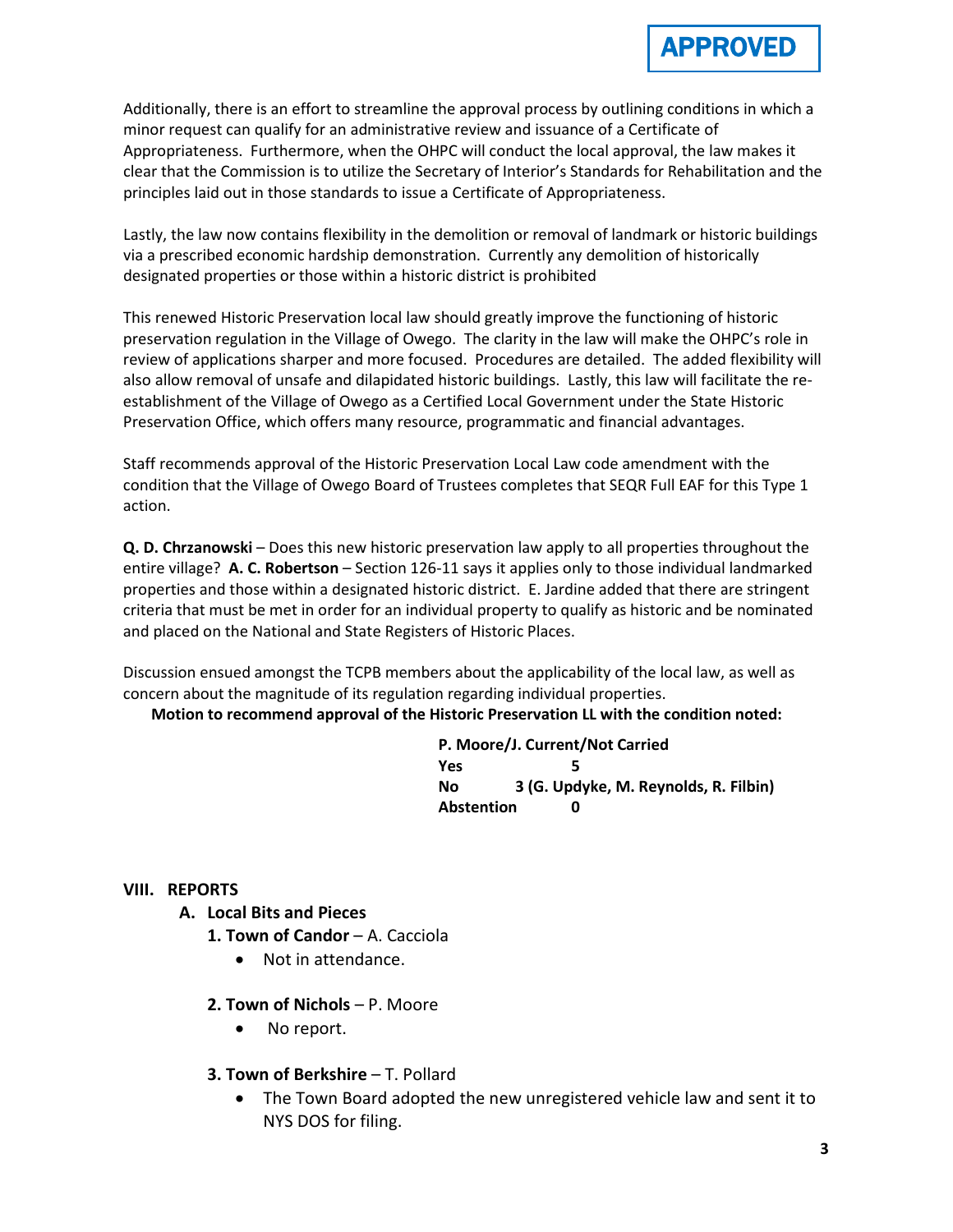**APPROVED**

Additionally, there is an effort to streamline the approval process by outlining conditions in which a minor request can qualify for an administrative review and issuance of a Certificate of Appropriateness. Furthermore, when the OHPC will conduct the local approval, the law makes it clear that the Commission is to utilize the Secretary of Interior's Standards for Rehabilitation and the principles laid out in those standards to issue a Certificate of Appropriateness.

Lastly, the law now contains flexibility in the demolition or removal of landmark or historic buildings via a prescribed economic hardship demonstration. Currently any demolition of historically designated properties or those within a historic district is prohibited

This renewed Historic Preservation local law should greatly improve the functioning of historic preservation regulation in the Village of Owego. The clarity in the law will make the OHPC's role in review of applications sharper and more focused. Procedures are detailed. The added flexibility will also allow removal of unsafe and dilapidated historic buildings. Lastly, this law will facilitate the re-establishment of the Village of Owego as a Certified Local Government under the State Historic Preservation Office, which offers many resource, programmatic and financial advantages.

Staff recommends approval of the Historic Preservation Local Law code amendment with the condition that the Village of Owego Board of Trustees completes that SEQR Full EAF for this Type 1 action.

**Q. D. Chrzanowski** – Does this new historic preservation law apply to all properties throughout the entire village? **A. C. Robertson** – Section 126-11 says it applies only to those individual landmarked properties and those within a designated historic district. E. Jardine added that there are stringent criteria that must be met in order for an individual property to qualify as historic and be nominated and placed on the National and State Registers of Historic Places.

Discussion ensued amongst the TCPB members about the applicability of the local law, as well as concern about the magnitude of its regulation regarding individual properties.

**Motion to recommend approval of the Historic Preservation LL with the condition noted:**

**P. Moore/J. Current/Not Carried**
**Yes 5**
**No 3 (G. Updyke, M. Reynolds, R. Filbin)**
**Abstention 0**

## VIII. REPORTS

### A. Local Bits and Pieces

**1. Town of Candor** – A. Cacciola

- Not in attendance.

**2. Town of Nichols** – P. Moore

- No report.

**3. Town of Berkshire** – T. Pollard

- The Town Board adopted the new unregistered vehicle law and sent it to NYS DOS for filing.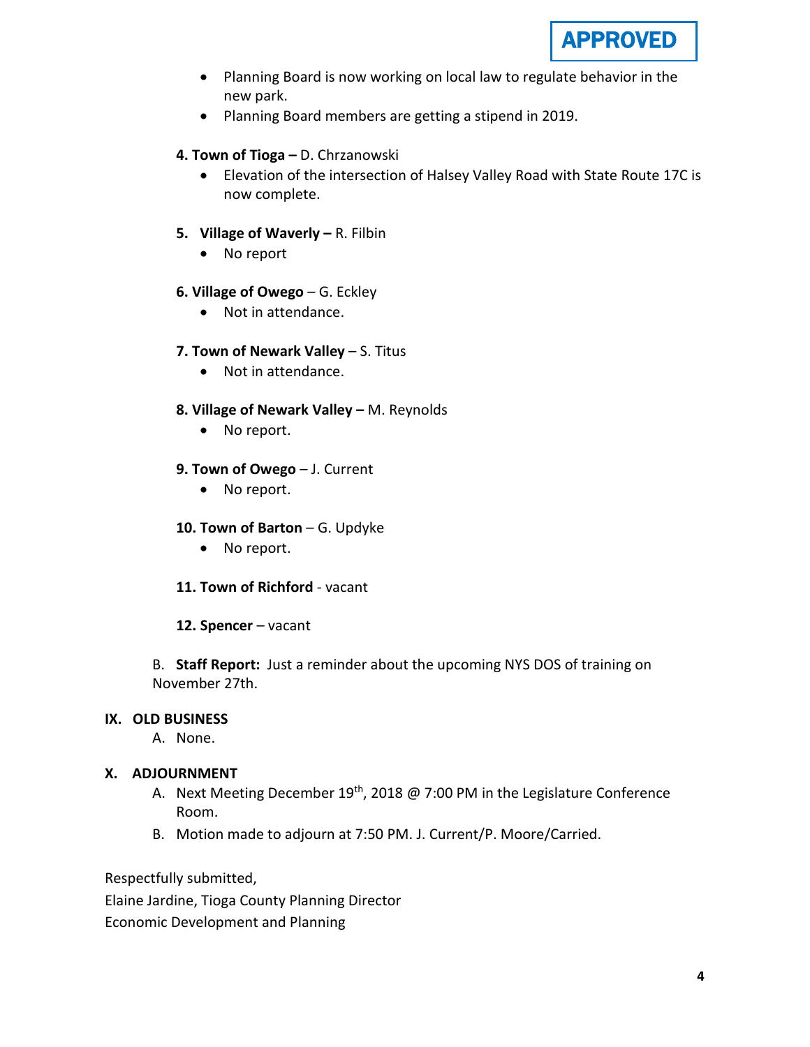**APPROVED**

- Planning Board is now working on local law to regulate behavior in the new park.
- Planning Board members are getting a stipend in 2019.

**4. Town of Tioga –** D. Chrzanowski

- Elevation of the intersection of Halsey Valley Road with State Route 17C is now complete.

**5. Village of Waverly –** R. Filbin

- No report

**6. Village of Owego** – G. Eckley

- Not in attendance.

**7. Town of Newark Valley** – S. Titus

- Not in attendance.

**8. Village of Newark Valley –** M. Reynolds

- No report.

**9. Town of Owego** – J. Current

- No report.

**10. Town of Barton** – G. Updyke

- No report.

**11. Town of Richford** - vacant

**12. Spencer** – vacant

B. **Staff Report:** Just a reminder about the upcoming NYS DOS of training on November 27th.

**IX. OLD BUSINESS**

A. None.

**X. ADJOURNMENT**

A. Next Meeting December 19th, 2018 @ 7:00 PM in the Legislature Conference Room.

B. Motion made to adjourn at 7:50 PM. J. Current/P. Moore/Carried.

Respectfully submitted,

Elaine Jardine, Tioga County Planning Director

Economic Development and Planning